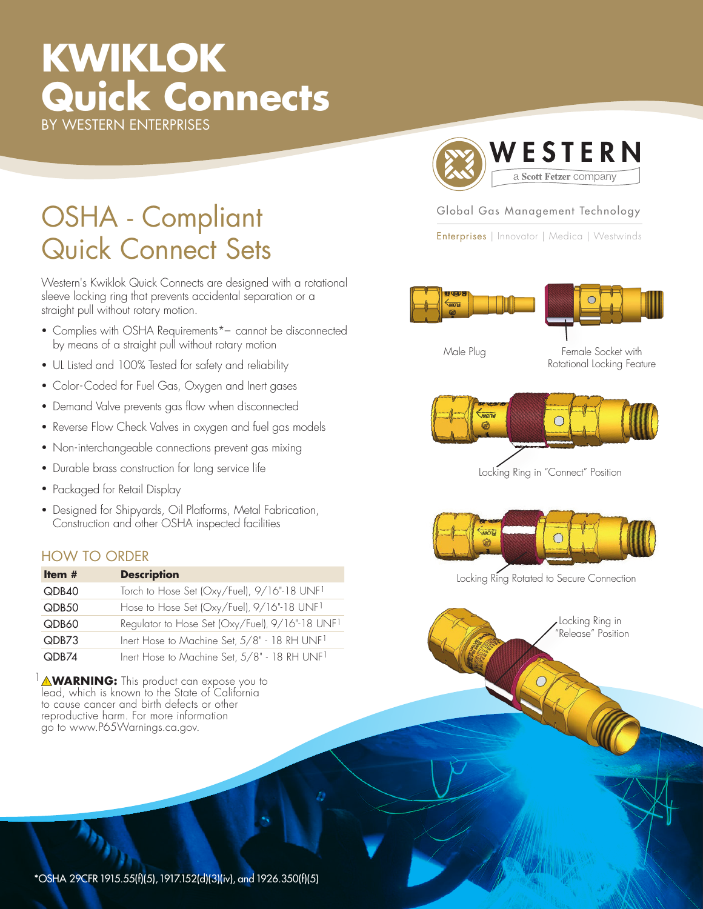# KWIKLOK Quick Connects

BY WESTERN ENTERPRISES

WESTERN
a Scott Fetzer company

Global Gas Management Technology

Enterprises | Innovator | Medica | Westwinds

## OSHA - Compliant Quick Connect Sets

Western's Kwiklok Quick Connects are designed with a rotational sleeve locking ring that prevents accidental separation or a straight pull without rotary motion.

- Complies with OSHA Requirements*– cannot be disconnected by means of a straight pull without rotary motion
- UL Listed and 100% Tested for safety and reliability
- Color-Coded for Fuel Gas, Oxygen and Inert gases
- Demand Valve prevents gas flow when disconnected
- Reverse Flow Check Valves in oxygen and fuel gas models
- Non-interchangeable connections prevent gas mixing
- Durable brass construction for long service life
- Packaged for Retail Display
- Designed for Shipyards, Oil Platforms, Metal Fabrication, Construction and other OSHA inspected facilities

Male Plug

Female Socket with Rotational Locking Feature

Locking Ring in "Connect" Position

Locking Ring Rotated to Secure Connection

Locking Ring in "Release" Position

### HOW TO ORDER

| Item # | Description |
|---|---|
| QDB40 | Torch to Hose Set (Oxy/Fuel), 9/16"-18 UNF[1] |
| QDB50 | Hose to Hose Set (Oxy/Fuel), 9/16"-18 UNF[1] |
| QDB60 | Regulator to Hose Set (Oxy/Fuel), 9/16"-18 UNF[1] |
| QDB73 | Inert Hose to Machine Set, 5/8" - 18 RH UNF[1] |
| QDB74 | Inert Hose to Machine Set, 5/8" - 18 RH UNF[1] |

[1] ⚠**WARNING:** This product can expose you to lead, which is known to the State of California to cause cancer and birth defects or other reproductive harm. For more information go to www.P65Warnings.ca.gov.

*OSHA 29CFR 1915.55(f)(5), 1917.152(d)(3)(iv), and 1926.350(f)(5)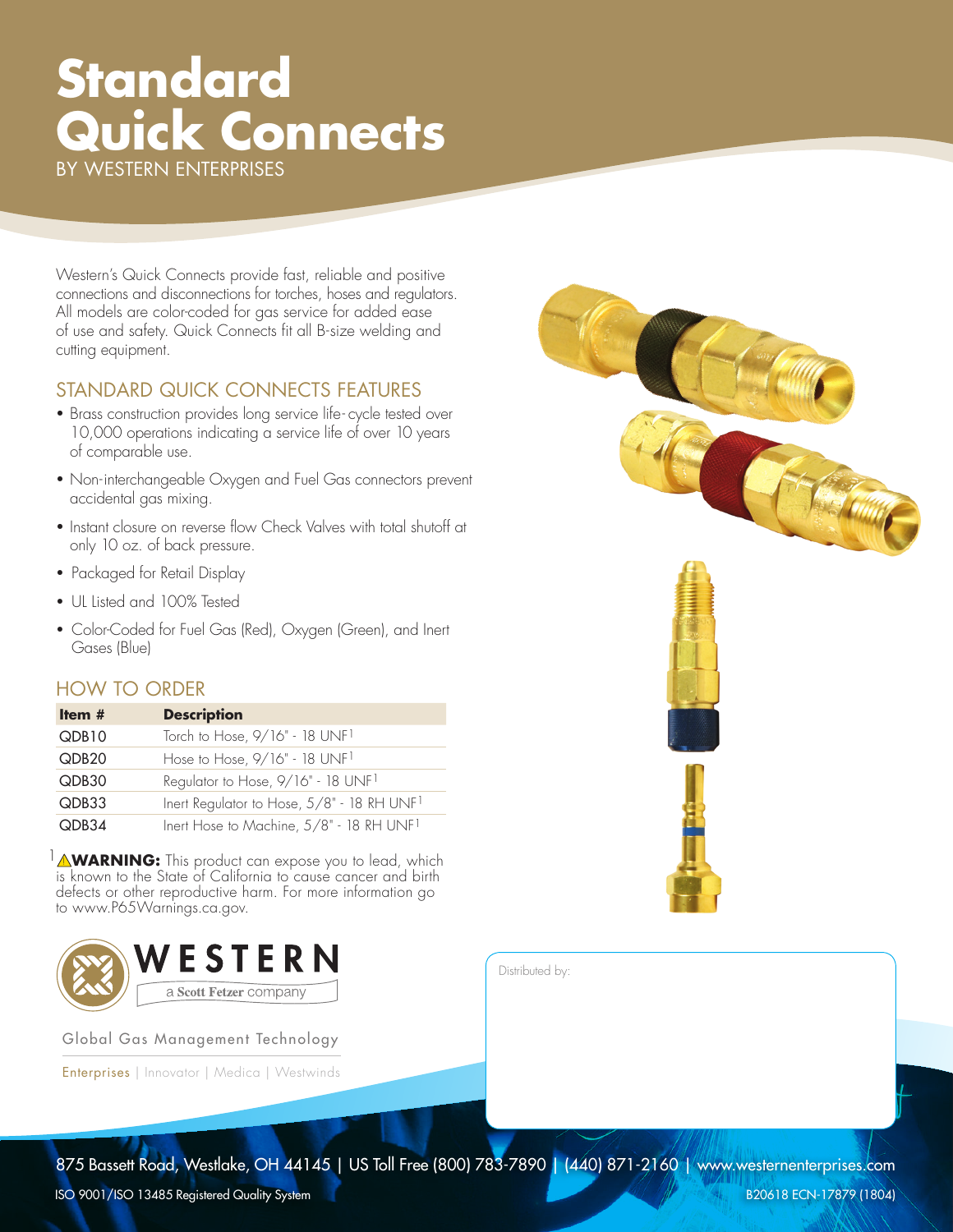# Standard Quick Connects

BY WESTERN ENTERPRISES

Western's Quick Connects provide fast, reliable and positive connections and disconnections for torches, hoses and regulators. All models are color-coded for gas service for added ease of use and safety. Quick Connects fit all B-size welding and cutting equipment.

## STANDARD QUICK CONNECTS FEATURES

- Brass construction provides long service life- cycle tested over 10,000 operations indicating a service life of over 10 years of comparable use.
- Non-interchangeable Oxygen and Fuel Gas connectors prevent accidental gas mixing.
- Instant closure on reverse flow Check Valves with total shutoff at only 10 oz. of back pressure.
- Packaged for Retail Display
- UL Listed and 100% Tested
- Color-Coded for Fuel Gas (Red), Oxygen (Green), and Inert Gases (Blue)

## HOW TO ORDER

| Item # | Description |
|---|---|
| QDB10 | Torch to Hose, 9/16" - 18 UNF[1] |
| QDB20 | Hose to Hose, 9/16" - 18 UNF[1] |
| QDB30 | Regulator to Hose, 9/16" - 18 UNF[1] |
| QDB33 | Inert Regulator to Hose, 5/8" - 18 RH UNF[1] |
| QDB34 | Inert Hose to Machine, 5/8" - 18 RH UNF[1] |

[1] ⚠**WARNING:** This product can expose you to lead, which is known to the State of California to cause cancer and birth defects or other reproductive harm. For more information go to www.P65Warnings.ca.gov.

WESTERN

a Scott Fetzer company

Global Gas Management Technology

Enterprises | Innovator | Medica | Westwinds

Distributed by:

875 Bassett Road, Westlake, OH 44145 | US Toll Free (800) 783-7890 | (440) 871-2160 | www.westernenterprises.com

ISO 9001/ISO 13485 Registered Quality System

B20618 ECN-17879 (1804)